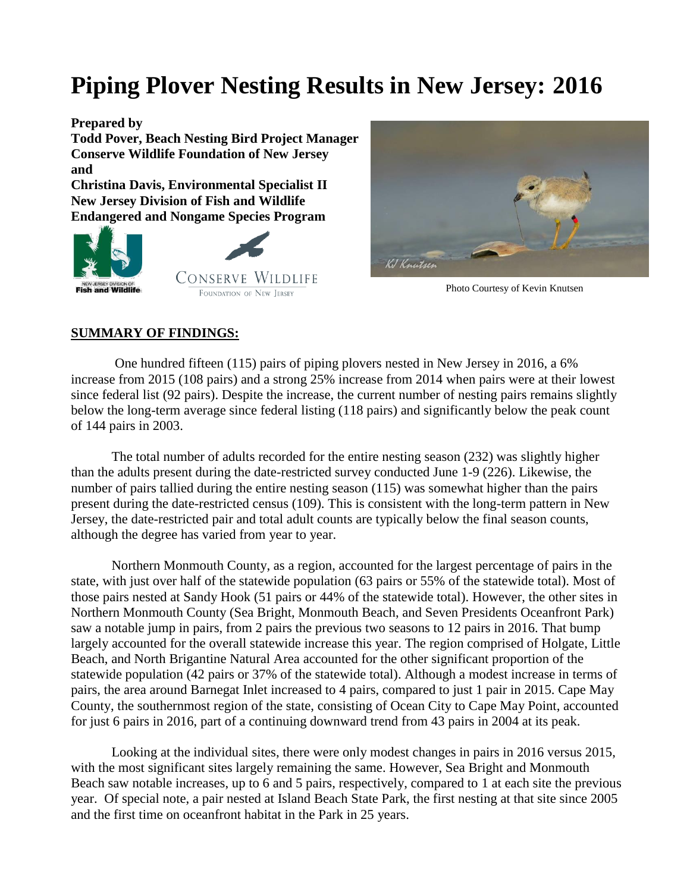# Piping Plover Nesting Results in New Jersey: 2016

**Prepared by**
**Todd Pover, Beach Nesting Bird Project Manager**
**Conserve Wildlife Foundation of New Jersey**
**and**
**Christina Davis, Environmental Specialist II**
**New Jersey Division of Fish and Wildlife**
**Endangered and Nongame Species Program**

Photo Courtesy of Kevin Knutsen

## SUMMARY OF FINDINGS:

One hundred fifteen (115) pairs of piping plovers nested in New Jersey in 2016, a 6% increase from 2015 (108 pairs) and a strong 25% increase from 2014 when pairs were at their lowest since federal list (92 pairs). Despite the increase, the current number of nesting pairs remains slightly below the long-term average since federal listing (118 pairs) and significantly below the peak count of 144 pairs in 2003.

The total number of adults recorded for the entire nesting season (232) was slightly higher than the adults present during the date-restricted survey conducted June 1-9 (226). Likewise, the number of pairs tallied during the entire nesting season (115) was somewhat higher than the pairs present during the date-restricted census (109). This is consistent with the long-term pattern in New Jersey, the date-restricted pair and total adult counts are typically below the final season counts, although the degree has varied from year to year.

Northern Monmouth County, as a region, accounted for the largest percentage of pairs in the state, with just over half of the statewide population (63 pairs or 55% of the statewide total). Most of those pairs nested at Sandy Hook (51 pairs or 44% of the statewide total). However, the other sites in Northern Monmouth County (Sea Bright, Monmouth Beach, and Seven Presidents Oceanfront Park) saw a notable jump in pairs, from 2 pairs the previous two seasons to 12 pairs in 2016. That bump largely accounted for the overall statewide increase this year. The region comprised of Holgate, Little Beach, and North Brigantine Natural Area accounted for the other significant proportion of the statewide population (42 pairs or 37% of the statewide total). Although a modest increase in terms of pairs, the area around Barnegat Inlet increased to 4 pairs, compared to just 1 pair in 2015. Cape May County, the southernmost region of the state, consisting of Ocean City to Cape May Point, accounted for just 6 pairs in 2016, part of a continuing downward trend from 43 pairs in 2004 at its peak.

Looking at the individual sites, there were only modest changes in pairs in 2016 versus 2015, with the most significant sites largely remaining the same. However, Sea Bright and Monmouth Beach saw notable increases, up to 6 and 5 pairs, respectively, compared to 1 at each site the previous year. Of special note, a pair nested at Island Beach State Park, the first nesting at that site since 2005 and the first time on oceanfront habitat in the Park in 25 years.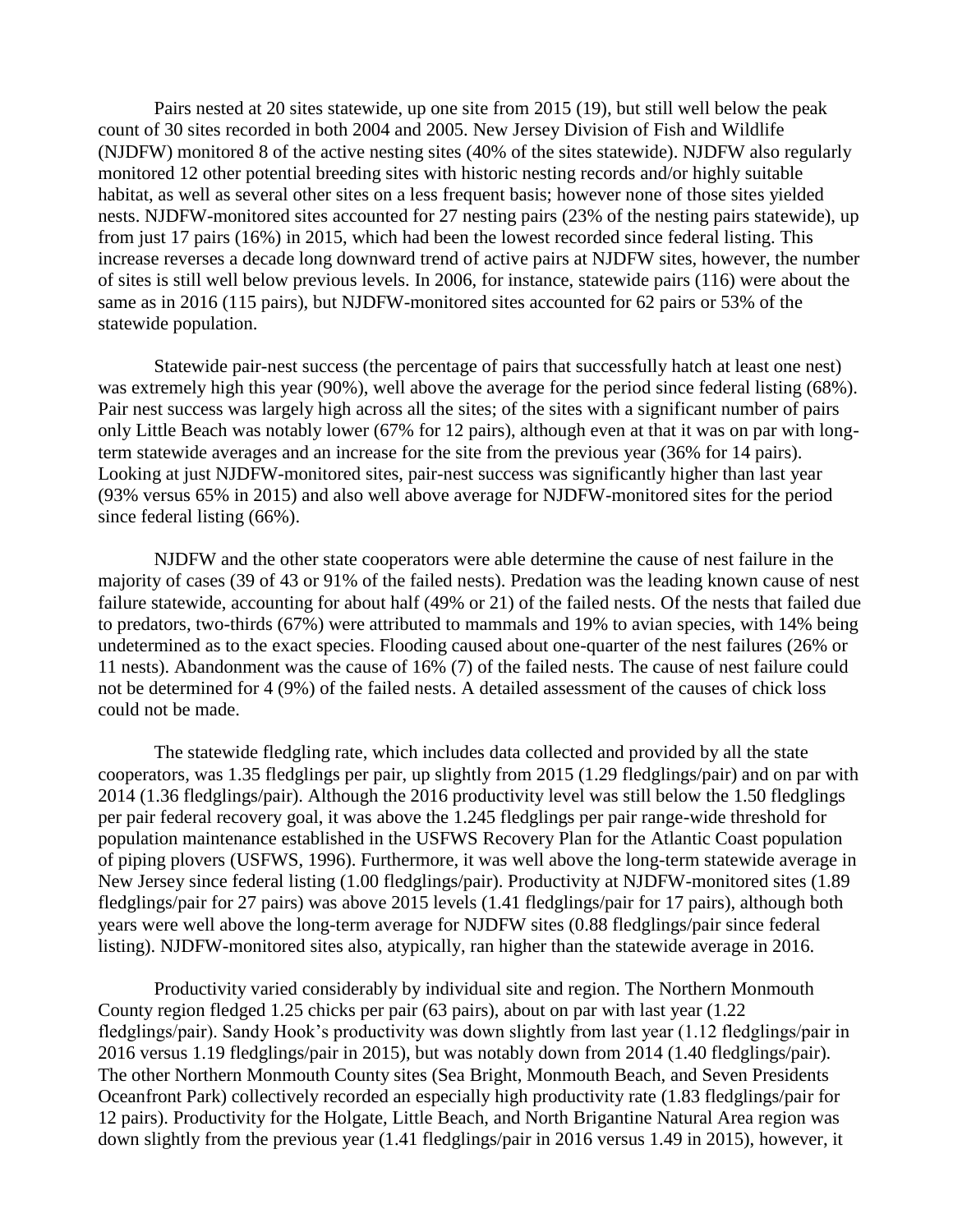Pairs nested at 20 sites statewide, up one site from 2015 (19), but still well below the peak count of 30 sites recorded in both 2004 and 2005. New Jersey Division of Fish and Wildlife (NJDFW) monitored 8 of the active nesting sites (40% of the sites statewide). NJDFW also regularly monitored 12 other potential breeding sites with historic nesting records and/or highly suitable habitat, as well as several other sites on a less frequent basis; however none of those sites yielded nests. NJDFW-monitored sites accounted for 27 nesting pairs (23% of the nesting pairs statewide), up from just 17 pairs (16%) in 2015, which had been the lowest recorded since federal listing. This increase reverses a decade long downward trend of active pairs at NJDFW sites, however, the number of sites is still well below previous levels. In 2006, for instance, statewide pairs (116) were about the same as in 2016 (115 pairs), but NJDFW-monitored sites accounted for 62 pairs or 53% of the statewide population.

Statewide pair-nest success (the percentage of pairs that successfully hatch at least one nest) was extremely high this year (90%), well above the average for the period since federal listing (68%). Pair nest success was largely high across all the sites; of the sites with a significant number of pairs only Little Beach was notably lower (67% for 12 pairs), although even at that it was on par with long-term statewide averages and an increase for the site from the previous year (36% for 14 pairs). Looking at just NJDFW-monitored sites, pair-nest success was significantly higher than last year (93% versus 65% in 2015) and also well above average for NJDFW-monitored sites for the period since federal listing (66%).

NJDFW and the other state cooperators were able determine the cause of nest failure in the majority of cases (39 of 43 or 91% of the failed nests). Predation was the leading known cause of nest failure statewide, accounting for about half (49% or 21) of the failed nests. Of the nests that failed due to predators, two-thirds (67%) were attributed to mammals and 19% to avian species, with 14% being undetermined as to the exact species. Flooding caused about one-quarter of the nest failures (26% or 11 nests). Abandonment was the cause of 16% (7) of the failed nests. The cause of nest failure could not be determined for 4 (9%) of the failed nests. A detailed assessment of the causes of chick loss could not be made.

The statewide fledgling rate, which includes data collected and provided by all the state cooperators, was 1.35 fledglings per pair, up slightly from 2015 (1.29 fledglings/pair) and on par with 2014 (1.36 fledglings/pair). Although the 2016 productivity level was still below the 1.50 fledglings per pair federal recovery goal, it was above the 1.245 fledglings per pair range-wide threshold for population maintenance established in the USFWS Recovery Plan for the Atlantic Coast population of piping plovers (USFWS, 1996). Furthermore, it was well above the long-term statewide average in New Jersey since federal listing (1.00 fledglings/pair). Productivity at NJDFW-monitored sites (1.89 fledglings/pair for 27 pairs) was above 2015 levels (1.41 fledglings/pair for 17 pairs), although both years were well above the long-term average for NJDFW sites (0.88 fledglings/pair since federal listing). NJDFW-monitored sites also, atypically, ran higher than the statewide average in 2016.

Productivity varied considerably by individual site and region. The Northern Monmouth County region fledged 1.25 chicks per pair (63 pairs), about on par with last year (1.22 fledglings/pair). Sandy Hook's productivity was down slightly from last year (1.12 fledglings/pair in 2016 versus 1.19 fledglings/pair in 2015), but was notably down from 2014 (1.40 fledglings/pair). The other Northern Monmouth County sites (Sea Bright, Monmouth Beach, and Seven Presidents Oceanfront Park) collectively recorded an especially high productivity rate (1.83 fledglings/pair for 12 pairs). Productivity for the Holgate, Little Beach, and North Brigantine Natural Area region was down slightly from the previous year (1.41 fledglings/pair in 2016 versus 1.49 in 2015), however, it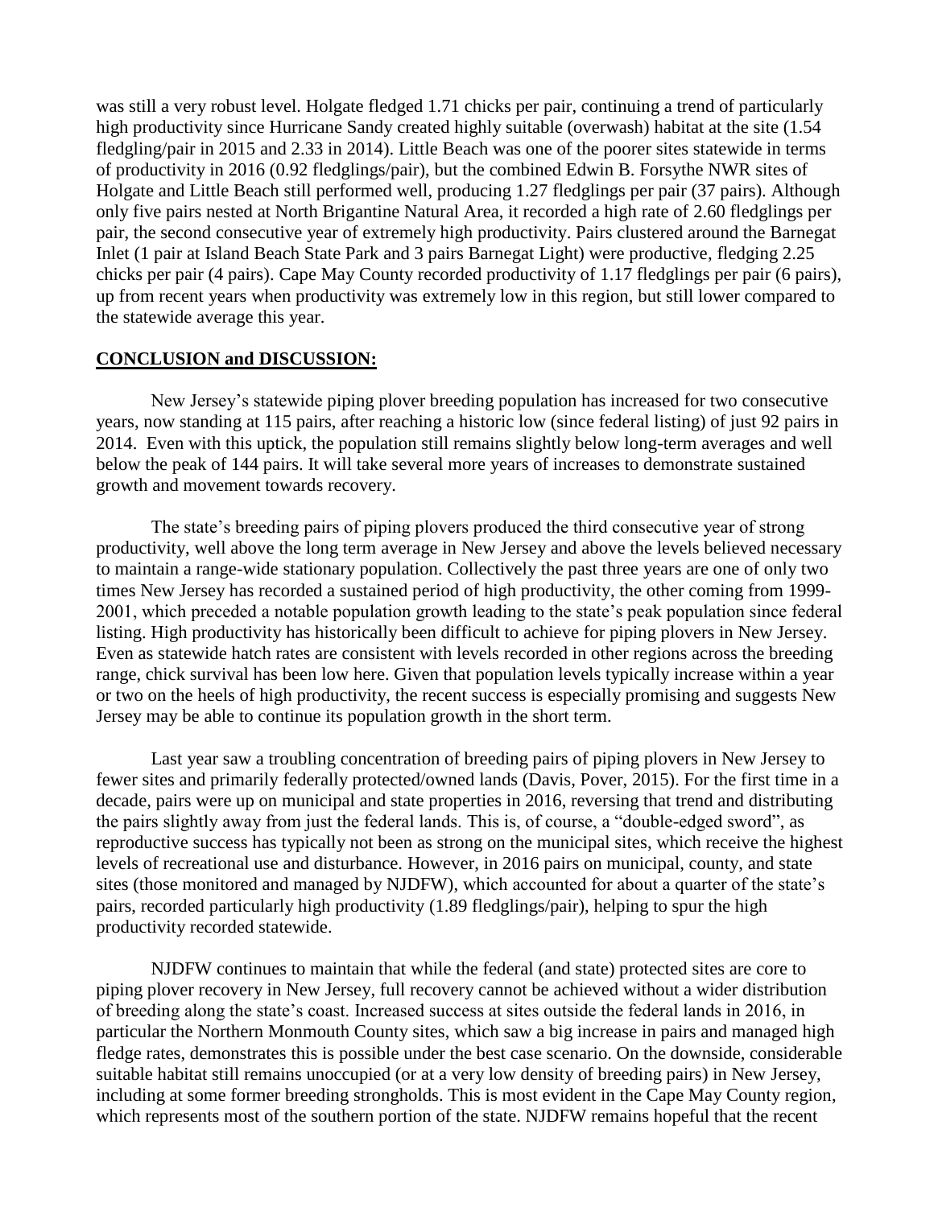was still a very robust level. Holgate fledged 1.71 chicks per pair, continuing a trend of particularly high productivity since Hurricane Sandy created highly suitable (overwash) habitat at the site (1.54 fledgling/pair in 2015 and 2.33 in 2014). Little Beach was one of the poorer sites statewide in terms of productivity in 2016 (0.92 fledglings/pair), but the combined Edwin B. Forsythe NWR sites of Holgate and Little Beach still performed well, producing 1.27 fledglings per pair (37 pairs). Although only five pairs nested at North Brigantine Natural Area, it recorded a high rate of 2.60 fledglings per pair, the second consecutive year of extremely high productivity. Pairs clustered around the Barnegat Inlet (1 pair at Island Beach State Park and 3 pairs Barnegat Light) were productive, fledging 2.25 chicks per pair (4 pairs). Cape May County recorded productivity of 1.17 fledglings per pair (6 pairs), up from recent years when productivity was extremely low in this region, but still lower compared to the statewide average this year.

## CONCLUSION and DISCUSSION:

New Jersey's statewide piping plover breeding population has increased for two consecutive years, now standing at 115 pairs, after reaching a historic low (since federal listing) of just 92 pairs in 2014. Even with this uptick, the population still remains slightly below long-term averages and well below the peak of 144 pairs. It will take several more years of increases to demonstrate sustained growth and movement towards recovery.

The state's breeding pairs of piping plovers produced the third consecutive year of strong productivity, well above the long term average in New Jersey and above the levels believed necessary to maintain a range-wide stationary population. Collectively the past three years are one of only two times New Jersey has recorded a sustained period of high productivity, the other coming from 1999-2001, which preceded a notable population growth leading to the state's peak population since federal listing. High productivity has historically been difficult to achieve for piping plovers in New Jersey. Even as statewide hatch rates are consistent with levels recorded in other regions across the breeding range, chick survival has been low here. Given that population levels typically increase within a year or two on the heels of high productivity, the recent success is especially promising and suggests New Jersey may be able to continue its population growth in the short term.

Last year saw a troubling concentration of breeding pairs of piping plovers in New Jersey to fewer sites and primarily federally protected/owned lands (Davis, Pover, 2015). For the first time in a decade, pairs were up on municipal and state properties in 2016, reversing that trend and distributing the pairs slightly away from just the federal lands. This is, of course, a "double-edged sword", as reproductive success has typically not been as strong on the municipal sites, which receive the highest levels of recreational use and disturbance. However, in 2016 pairs on municipal, county, and state sites (those monitored and managed by NJDFW), which accounted for about a quarter of the state's pairs, recorded particularly high productivity (1.89 fledglings/pair), helping to spur the high productivity recorded statewide.

NJDFW continues to maintain that while the federal (and state) protected sites are core to piping plover recovery in New Jersey, full recovery cannot be achieved without a wider distribution of breeding along the state's coast. Increased success at sites outside the federal lands in 2016, in particular the Northern Monmouth County sites, which saw a big increase in pairs and managed high fledge rates, demonstrates this is possible under the best case scenario. On the downside, considerable suitable habitat still remains unoccupied (or at a very low density of breeding pairs) in New Jersey, including at some former breeding strongholds. This is most evident in the Cape May County region, which represents most of the southern portion of the state. NJDFW remains hopeful that the recent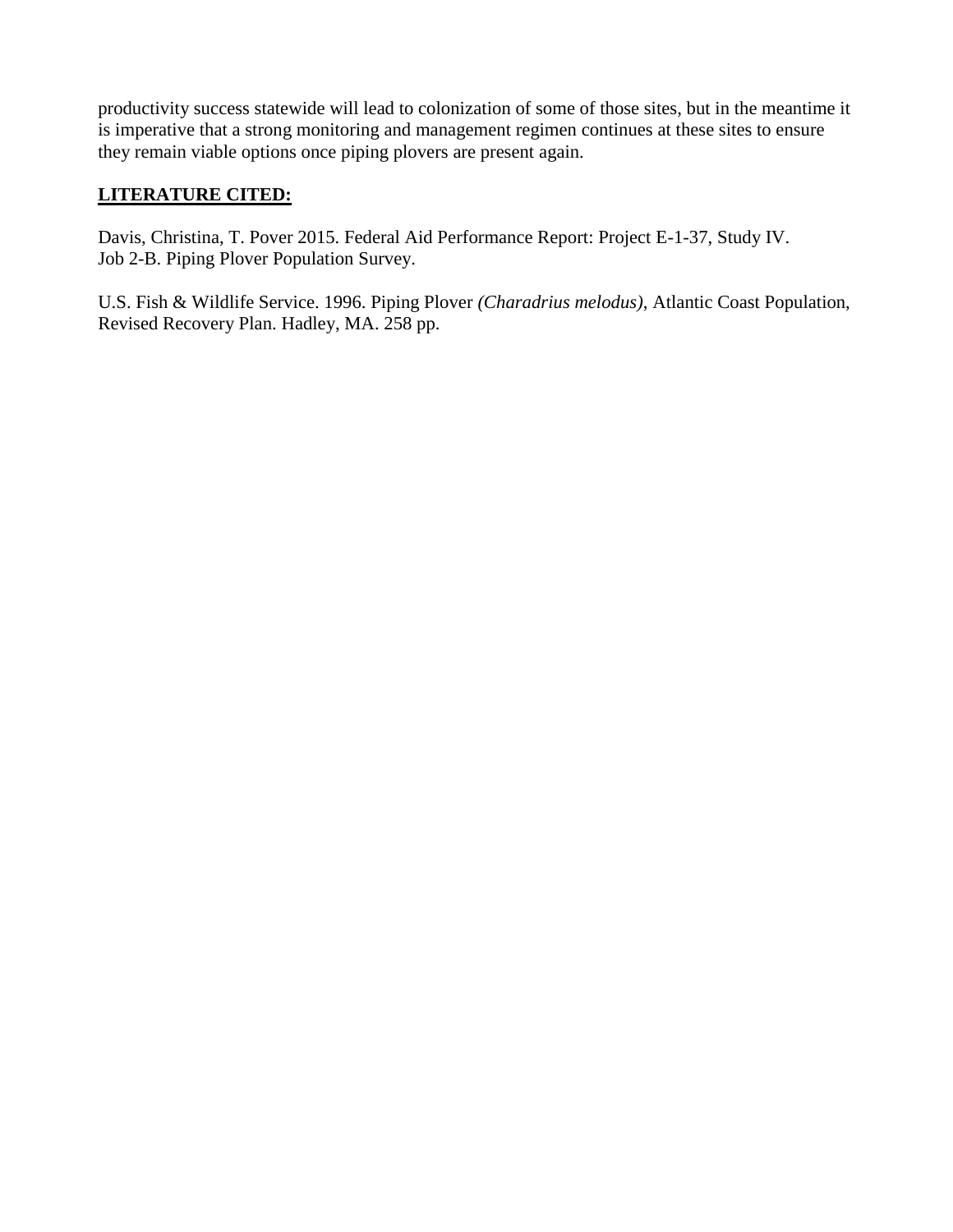productivity success statewide will lead to colonization of some of those sites, but in the meantime it is imperative that a strong monitoring and management regimen continues at these sites to ensure they remain viable options once piping plovers are present again.

## **LITERATURE CITED:**

Davis, Christina, T. Pover 2015. Federal Aid Performance Report: Project E-1-37, Study IV. Job 2-B. Piping Plover Population Survey.

U.S. Fish & Wildlife Service. 1996. Piping Plover *(Charadrius melodus)*, Atlantic Coast Population, Revised Recovery Plan. Hadley, MA. 258 pp.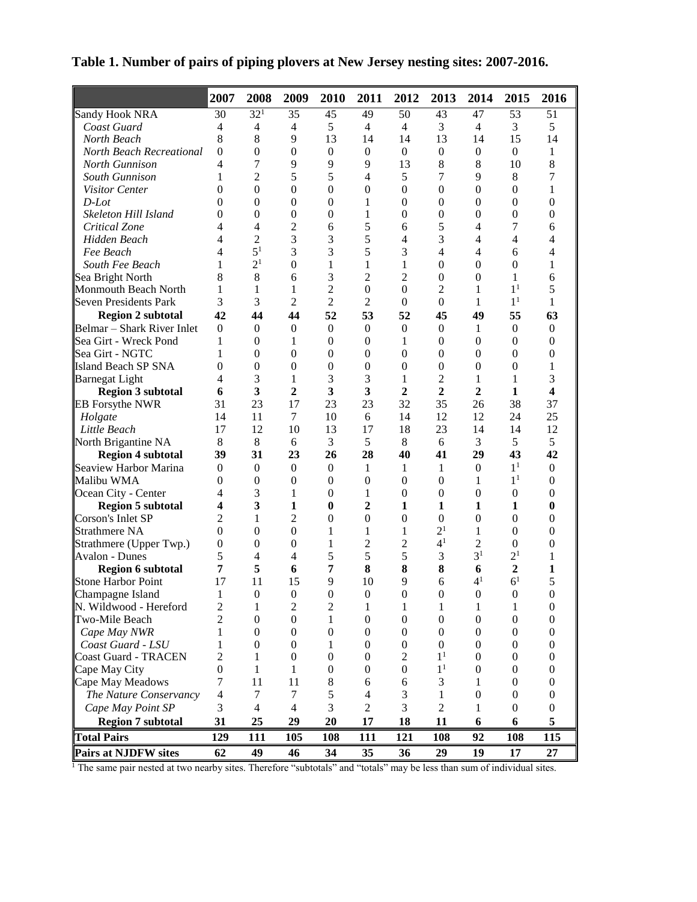# Table 1. Number of pairs of piping plovers at New Jersey nesting sites: 2007-2016.

| | 2007 | 2008 | 2009 | 2010 | 2011 | 2012 | 2013 | 2014 | 2015 | 2016 |
|---|---|---|---|---|---|---|---|---|---|---|
| Sandy Hook NRA | 30 | 32[1] | 35 | 45 | 49 | 50 | 43 | 47 | 53 | 51 |
| *Coast Guard* | 4 | 4 | 4 | 5 | 4 | 4 | 3 | 4 | 3 | 5 |
| *North Beach* | 8 | 8 | 9 | 13 | 14 | 14 | 13 | 14 | 15 | 14 |
| *North Beach Recreational* | 0 | 0 | 0 | 0 | 0 | 0 | 0 | 0 | 0 | 1 |
| *North Gunnison* | 4 | 7 | 9 | 9 | 9 | 13 | 8 | 8 | 10 | 8 |
| *South Gunnison* | 1 | 2 | 5 | 5 | 4 | 5 | 7 | 9 | 8 | 7 |
| *Visitor Center* | 0 | 0 | 0 | 0 | 0 | 0 | 0 | 0 | 0 | 1 |
| *D-Lot* | 0 | 0 | 0 | 0 | 1 | 0 | 0 | 0 | 0 | 0 |
| *Skeleton Hill Island* | 0 | 0 | 0 | 0 | 1 | 0 | 0 | 0 | 0 | 0 |
| *Critical Zone* | 4 | 4 | 2 | 6 | 5 | 6 | 5 | 4 | 7 | 6 |
| *Hidden Beach* | 4 | 2 | 3 | 3 | 5 | 4 | 3 | 4 | 4 | 4 |
| *Fee Beach* | 4 | 5[1] | 3 | 3 | 5 | 3 | 4 | 4 | 6 | 4 |
| *South Fee Beach* | 1 | 2[1] | 0 | 1 | 1 | 1 | 0 | 0 | 0 | 1 |
| Sea Bright North | 8 | 8 | 6 | 3 | 2 | 2 | 0 | 0 | 1 | 6 |
| Monmouth Beach North | 1 | 1 | 1 | 2 | 0 | 0 | 2 | 1 | 1[1] | 5 |
| Seven Presidents Park | 3 | 3 | 2 | 2 | 2 | 0 | 0 | 1 | 1[1] | 1 |
| **Region 2 subtotal** | **42** | **44** | **44** | **52** | **53** | **52** | **45** | **49** | **55** | **63** |
| Belmar – Shark River Inlet | 0 | 0 | 0 | 0 | 0 | 0 | 0 | 1 | 0 | 0 |
| Sea Girt - Wreck Pond | 1 | 0 | 1 | 0 | 0 | 1 | 0 | 0 | 0 | 0 |
| Sea Girt - NGTC | 1 | 0 | 0 | 0 | 0 | 0 | 0 | 0 | 0 | 0 |
| Island Beach SP SNA | 0 | 0 | 0 | 0 | 0 | 0 | 0 | 0 | 0 | 1 |
| Barnegat Light | 4 | 3 | 1 | 3 | 3 | 1 | 2 | 1 | 1 | 3 |
| **Region 3 subtotal** | **6** | **3** | **2** | **3** | **3** | **2** | **2** | **2** | **1** | **4** |
| EB Forsythe NWR | 31 | 23 | 17 | 23 | 23 | 32 | 35 | 26 | 38 | 37 |
| *Holgate* | 14 | 11 | 7 | 10 | 6 | 14 | 12 | 12 | 24 | 25 |
| *Little Beach* | 17 | 12 | 10 | 13 | 17 | 18 | 23 | 14 | 14 | 12 |
| North Brigantine NA | 8 | 8 | 6 | 3 | 5 | 8 | 6 | 3 | 5 | 5 |
| **Region 4 subtotal** | **39** | **31** | **23** | **26** | **28** | **40** | **41** | **29** | **43** | **42** |
| Seaview Harbor Marina | 0 | 0 | 0 | 0 | 1 | 1 | 1 | 0 | 1[1] | 0 |
| Malibu WMA | 0 | 0 | 0 | 0 | 0 | 0 | 0 | 1 | 1[1] | 0 |
| Ocean City - Center | 4 | 3 | 1 | 0 | 1 | 0 | 0 | 0 | 0 | 0 |
| **Region 5 subtotal** | **4** | **3** | **1** | **0** | **2** | **1** | **1** | **1** | **1** | **0** |
| Corson's Inlet SP | 2 | 1 | 2 | 0 | 0 | 0 | 0 | 0 | 0 | 0 |
| Strathmere NA | 0 | 0 | 0 | 1 | 1 | 1 | 2[1] | 1 | 0 | 0 |
| Strathmere (Upper Twp.) | 0 | 0 | 0 | 1 | 2 | 2 | 4[1] | 2 | 0 | 0 |
| Avalon - Dunes | 5 | 4 | 4 | 5 | 5 | 5 | 3 | 3[1] | 2[1] | 1 |
| **Region 6 subtotal** | **7** | **5** | **6** | **7** | **8** | **8** | **8** | **6** | **2** | **1** |
| Stone Harbor Point | 17 | 11 | 15 | 9 | 10 | 9 | 6 | 4[1] | 6[1] | 5 |
| Champagne Island | 1 | 0 | 0 | 0 | 0 | 0 | 0 | 0 | 0 | 0 |
| N. Wildwood - Hereford | 2 | 1 | 2 | 2 | 1 | 1 | 1 | 1 | 1 | 0 |
| Two-Mile Beach | 2 | 0 | 0 | 1 | 0 | 0 | 0 | 0 | 0 | 0 |
| *Cape May NWR* | 1 | 0 | 0 | 0 | 0 | 0 | 0 | 0 | 0 | 0 |
| *Coast Guard - LSU* | 1 | 0 | 0 | 1 | 0 | 0 | 0 | 0 | 0 | 0 |
| Coast Guard - TRACEN | 2 | 1 | 0 | 0 | 0 | 2 | 1[1] | 0 | 0 | 0 |
| Cape May City | 0 | 1 | 1 | 0 | 0 | 0 | 1[1] | 0 | 0 | 0 |
| Cape May Meadows | 7 | 11 | 11 | 8 | 6 | 6 | 3 | 1 | 0 | 0 |
| *The Nature Conservancy* | 4 | 7 | 7 | 5 | 4 | 3 | 1 | 0 | 0 | 0 |
| *Cape May Point SP* | 3 | 4 | 4 | 3 | 2 | 3 | 2 | 1 | 0 | 0 |
| **Region 7 subtotal** | **31** | **25** | **29** | **20** | **17** | **18** | **11** | **6** | **6** | **5** |
| **Total Pairs** | **129** | **111** | **105** | **108** | **111** | **121** | **108** | **92** | **108** | **115** |
| **Pairs at NJDFW sites** | **62** | **49** | **46** | **34** | **35** | **36** | **29** | **19** | **17** | **27** |

[1] The same pair nested at two nearby sites. Therefore "subtotals" and "totals" may be less than sum of individual sites.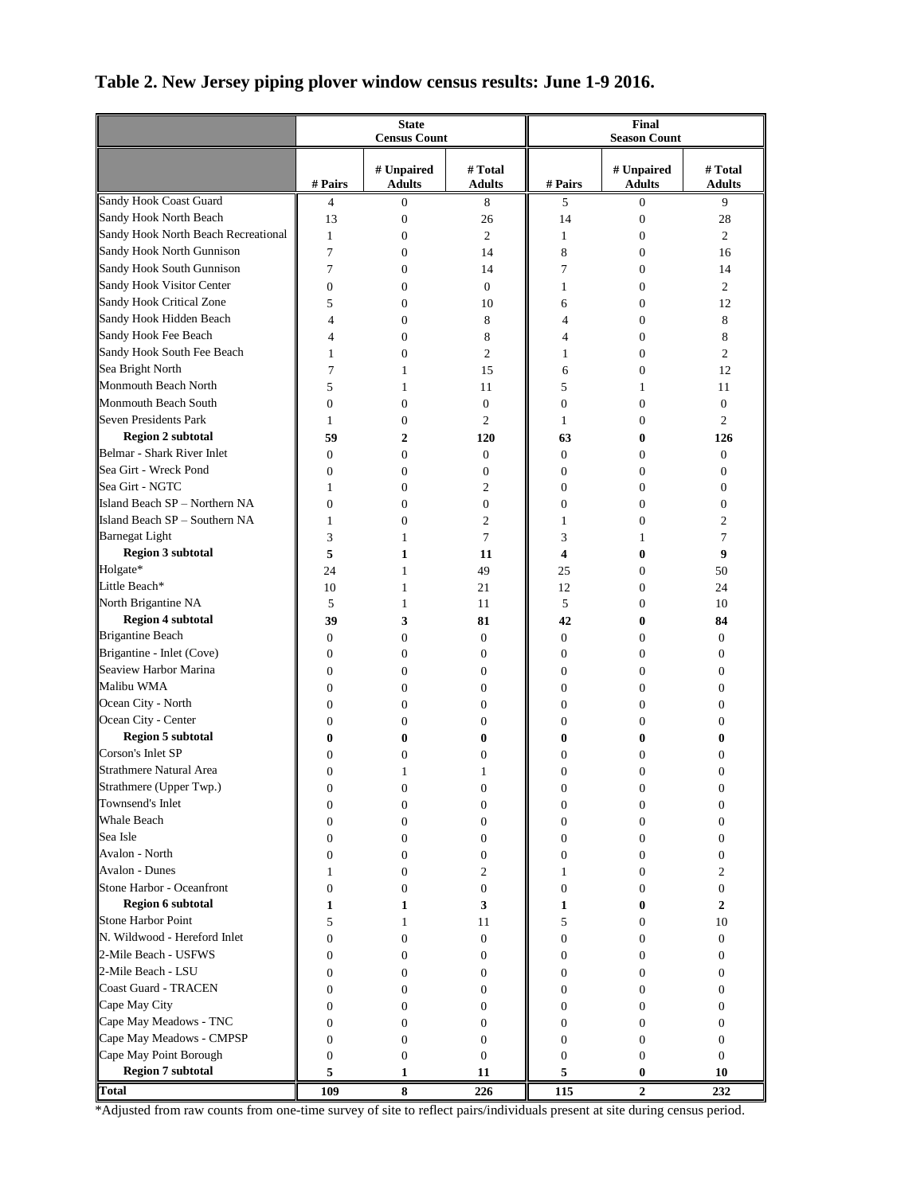## Table 2. New Jersey piping plover window census results: June 1-9 2016.

| | State Census Count | | | Final Season Count | | |
|---|---|---|---|---|---|---|
| | # Pairs | # Unpaired Adults | # Total Adults | # Pairs | # Unpaired Adults | # Total Adults |
| Sandy Hook Coast Guard | 4 | 0 | 8 | 5 | 0 | 9 |
| Sandy Hook North Beach | 13 | 0 | 26 | 14 | 0 | 28 |
| Sandy Hook North Beach Recreational | 1 | 0 | 2 | 1 | 0 | 2 |
| Sandy Hook North Gunnison | 7 | 0 | 14 | 8 | 0 | 16 |
| Sandy Hook South Gunnison | 7 | 0 | 14 | 7 | 0 | 14 |
| Sandy Hook Visitor Center | 0 | 0 | 0 | 1 | 0 | 2 |
| Sandy Hook Critical Zone | 5 | 0 | 10 | 6 | 0 | 12 |
| Sandy Hook Hidden Beach | 4 | 0 | 8 | 4 | 0 | 8 |
| Sandy Hook Fee Beach | 4 | 0 | 8 | 4 | 0 | 8 |
| Sandy Hook South Fee Beach | 1 | 0 | 2 | 1 | 0 | 2 |
| Sea Bright North | 7 | 1 | 15 | 6 | 0 | 12 |
| Monmouth Beach North | 5 | 1 | 11 | 5 | 1 | 11 |
| Monmouth Beach South | 0 | 0 | 0 | 0 | 0 | 0 |
| Seven Presidents Park | 1 | 0 | 2 | 1 | 0 | 2 |
| **Region 2 subtotal** | **59** | **2** | **120** | **63** | **0** | **126** |
| Belmar - Shark River Inlet | 0 | 0 | 0 | 0 | 0 | 0 |
| Sea Girt - Wreck Pond | 0 | 0 | 0 | 0 | 0 | 0 |
| Sea Girt - NGTC | 1 | 0 | 2 | 0 | 0 | 0 |
| Island Beach SP – Northern NA | 0 | 0 | 0 | 0 | 0 | 0 |
| Island Beach SP – Southern NA | 1 | 0 | 2 | 1 | 0 | 2 |
| Barnegat Light | 3 | 1 | 7 | 3 | 1 | 7 |
| **Region 3 subtotal** | **5** | **1** | **11** | **4** | **0** | **9** |
| Holgate* | 24 | 1 | 49 | 25 | 0 | 50 |
| Little Beach* | 10 | 1 | 21 | 12 | 0 | 24 |
| North Brigantine NA | 5 | 1 | 11 | 5 | 0 | 10 |
| **Region 4 subtotal** | **39** | **3** | **81** | **42** | **0** | **84** |
| Brigantine Beach | 0 | 0 | 0 | 0 | 0 | 0 |
| Brigantine - Inlet (Cove) | 0 | 0 | 0 | 0 | 0 | 0 |
| Seaview Harbor Marina | 0 | 0 | 0 | 0 | 0 | 0 |
| Malibu WMA | 0 | 0 | 0 | 0 | 0 | 0 |
| Ocean City - North | 0 | 0 | 0 | 0 | 0 | 0 |
| Ocean City - Center | 0 | 0 | 0 | 0 | 0 | 0 |
| **Region 5 subtotal** | **0** | **0** | **0** | **0** | **0** | **0** |
| Corson's Inlet SP | 0 | 0 | 0 | 0 | 0 | 0 |
| Strathmere Natural Area | 0 | 1 | 1 | 0 | 0 | 0 |
| Strathmere (Upper Twp.) | 0 | 0 | 0 | 0 | 0 | 0 |
| Townsend's Inlet | 0 | 0 | 0 | 0 | 0 | 0 |
| Whale Beach | 0 | 0 | 0 | 0 | 0 | 0 |
| Sea Isle | 0 | 0 | 0 | 0 | 0 | 0 |
| Avalon - North | 0 | 0 | 0 | 0 | 0 | 0 |
| Avalon - Dunes | 1 | 0 | 2 | 1 | 0 | 2 |
| Stone Harbor - Oceanfront | 0 | 0 | 0 | 0 | 0 | 0 |
| **Region 6 subtotal** | **1** | **1** | **3** | **1** | **0** | **2** |
| Stone Harbor Point | 5 | 1 | 11 | 5 | 0 | 10 |
| N. Wildwood - Hereford Inlet | 0 | 0 | 0 | 0 | 0 | 0 |
| 2-Mile Beach - USFWS | 0 | 0 | 0 | 0 | 0 | 0 |
| 2-Mile Beach - LSU | 0 | 0 | 0 | 0 | 0 | 0 |
| Coast Guard - TRACEN | 0 | 0 | 0 | 0 | 0 | 0 |
| Cape May City | 0 | 0 | 0 | 0 | 0 | 0 |
| Cape May Meadows - TNC | 0 | 0 | 0 | 0 | 0 | 0 |
| Cape May Meadows - CMPSP | 0 | 0 | 0 | 0 | 0 | 0 |
| Cape May Point Borough | 0 | 0 | 0 | 0 | 0 | 0 |
| **Region 7 subtotal** | **5** | **1** | **11** | **5** | **0** | **10** |
| **Total** | **109** | **8** | **226** | **115** | **2** | **232** |

*Adjusted from raw counts from one-time survey of site to reflect pairs/individuals present at site during census period.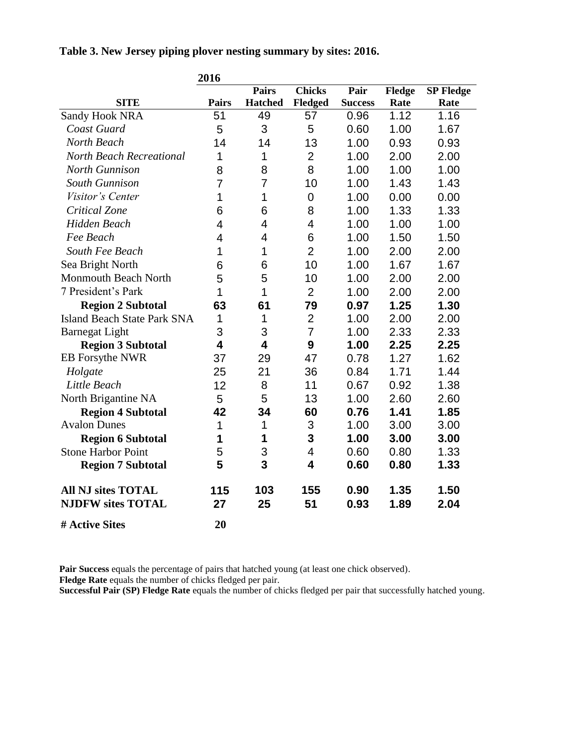**Table 3. New Jersey piping plover nesting summary by sites: 2016.**

| | 2016 | | | | | |
|---|---|---|---|---|---|---|
| **SITE** | **Pairs** | **Pairs Hatched** | **Chicks Fledged** | **Pair Success** | **Fledge Rate** | **SP Fledge Rate** |
| Sandy Hook NRA | 51 | 49 | 57 | 0.96 | 1.12 | 1.16 |
| *Coast Guard* | 5 | 3 | 5 | 0.60 | 1.00 | 1.67 |
| *North Beach* | 14 | 14 | 13 | 1.00 | 0.93 | 0.93 |
| *North Beach Recreational* | 1 | 1 | 2 | 1.00 | 2.00 | 2.00 |
| *North Gunnison* | 8 | 8 | 8 | 1.00 | 1.00 | 1.00 |
| *South Gunnison* | 7 | 7 | 10 | 1.00 | 1.43 | 1.43 |
| *Visitor's Center* | 1 | 1 | 0 | 1.00 | 0.00 | 0.00 |
| *Critical Zone* | 6 | 6 | 8 | 1.00 | 1.33 | 1.33 |
| *Hidden Beach* | 4 | 4 | 4 | 1.00 | 1.00 | 1.00 |
| *Fee Beach* | 4 | 4 | 6 | 1.00 | 1.50 | 1.50 |
| *South Fee Beach* | 1 | 1 | 2 | 1.00 | 2.00 | 2.00 |
| Sea Bright North | 6 | 6 | 10 | 1.00 | 1.67 | 1.67 |
| Monmouth Beach North | 5 | 5 | 10 | 1.00 | 2.00 | 2.00 |
| 7 President's Park | 1 | 1 | 2 | 1.00 | 2.00 | 2.00 |
| **Region 2 Subtotal** | **63** | **61** | **79** | **0.97** | **1.25** | **1.30** |
| Island Beach State Park SNA | 1 | 1 | 2 | 1.00 | 2.00 | 2.00 |
| Barnegat Light | 3 | 3 | 7 | 1.00 | 2.33 | 2.33 |
| **Region 3 Subtotal** | **4** | **4** | **9** | **1.00** | **2.25** | **2.25** |
| EB Forsythe NWR | 37 | 29 | 47 | 0.78 | 1.27 | 1.62 |
| *Holgate* | 25 | 21 | 36 | 0.84 | 1.71 | 1.44 |
| *Little Beach* | 12 | 8 | 11 | 0.67 | 0.92 | 1.38 |
| North Brigantine NA | 5 | 5 | 13 | 1.00 | 2.60 | 2.60 |
| **Region 4 Subtotal** | **42** | **34** | **60** | **0.76** | **1.41** | **1.85** |
| Avalon Dunes | 1 | 1 | 3 | 1.00 | 3.00 | 3.00 |
| **Region 6 Subtotal** | **1** | **1** | **3** | **1.00** | **3.00** | **3.00** |
| Stone Harbor Point | 5 | 3 | 4 | 0.60 | 0.80 | 1.33 |
| **Region 7 Subtotal** | **5** | **3** | **4** | **0.60** | **0.80** | **1.33** |
| **All NJ sites TOTAL** | **115** | **103** | **155** | **0.90** | **1.35** | **1.50** |
| **NJDFW sites TOTAL** | **27** | **25** | **51** | **0.93** | **1.89** | **2.04** |
| **# Active Sites** | **20** | | | | | |

**Pair Success** equals the percentage of pairs that hatched young (at least one chick observed).
**Fledge Rate** equals the number of chicks fledged per pair.
**Successful Pair (SP) Fledge Rate** equals the number of chicks fledged per pair that successfully hatched young.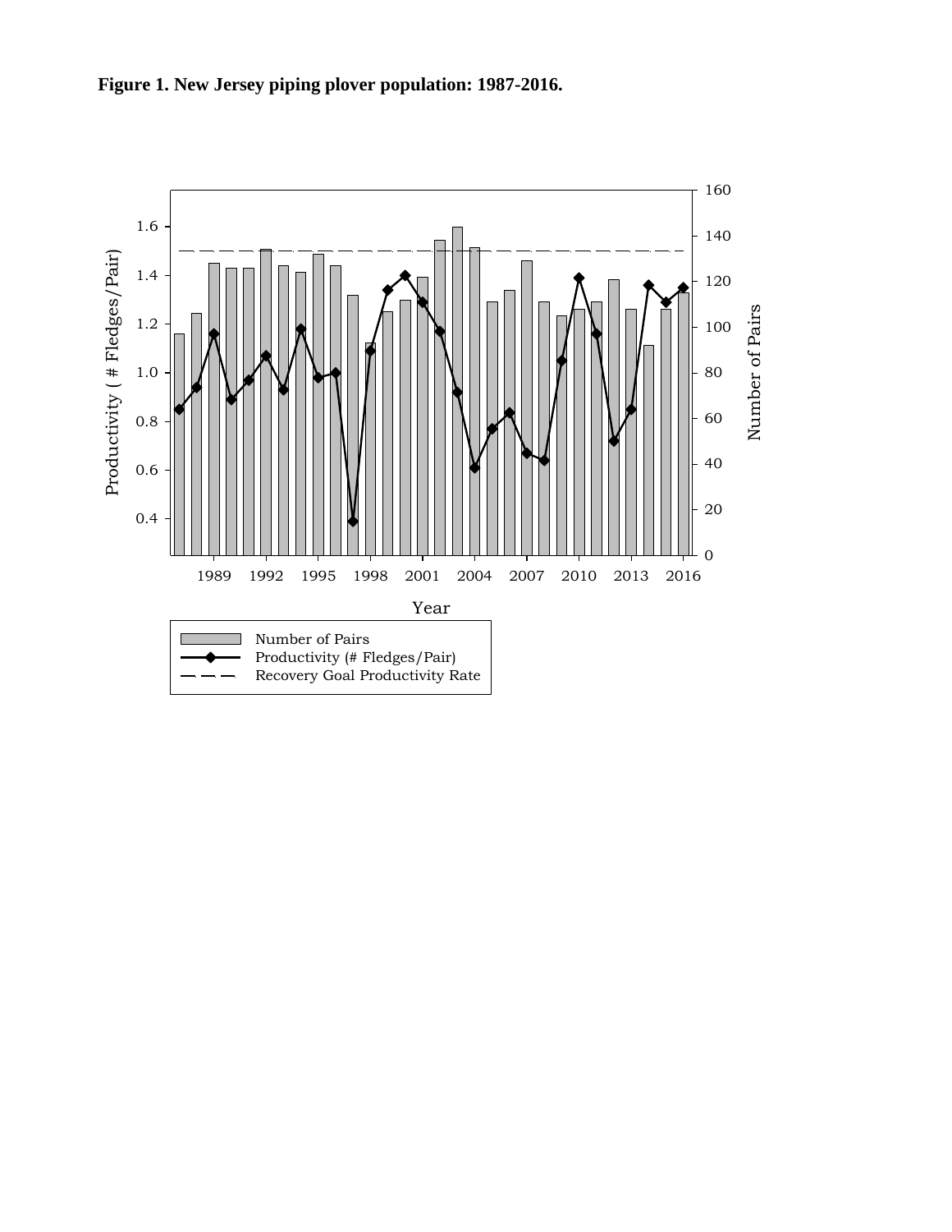**Figure 1. New Jersey piping plover population: 1987-2016.**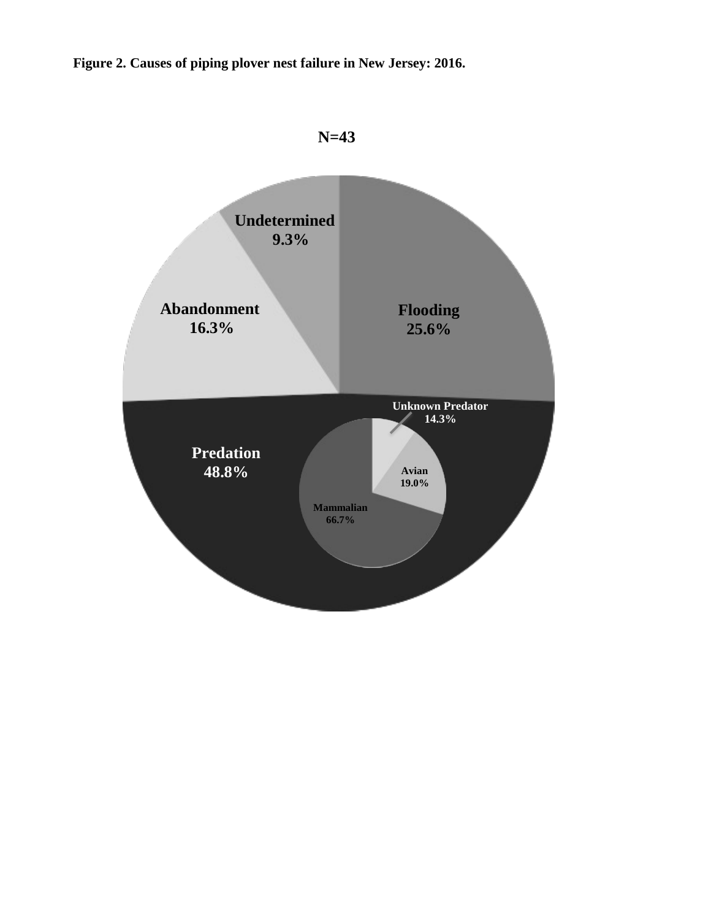**Figure 2. Causes of piping plover nest failure in New Jersey: 2016.**

N=43

Undetermined
9.3%

Flooding
25.6%

Abandonment
16.3%

Predation
48.8%

Unknown Predator
14.3%

Avian
19.0%

Mammalian
66.7%